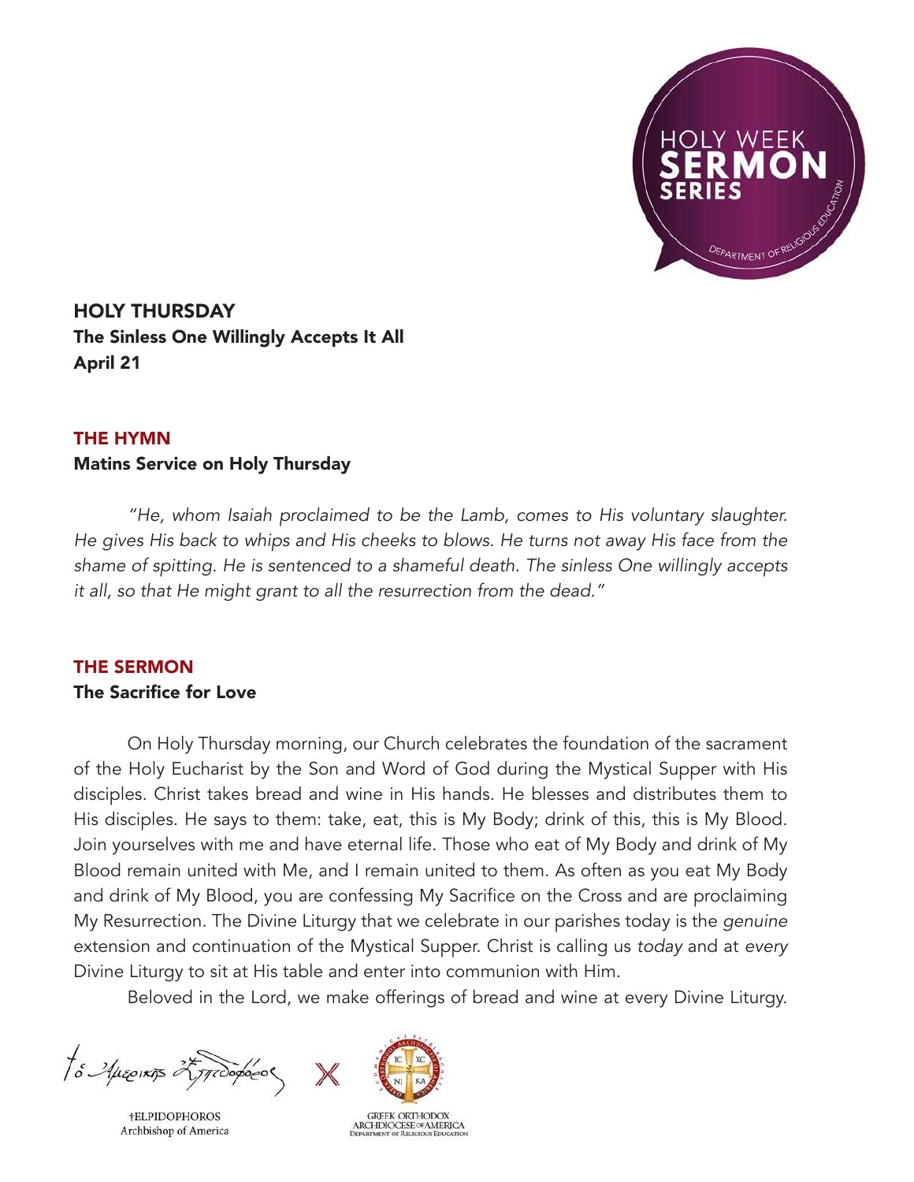# HOLY THURSDAY

**The Sinless One Willingly Accepts It All**

**April 21**

## THE HYMN

**Matins Service on Holy Thursday**

*"He, whom Isaiah proclaimed to be the Lamb, comes to His voluntary slaughter. He gives His back to whips and His cheeks to blows. He turns not away His face from the shame of spitting. He is sentenced to a shameful death. The sinless One willingly accepts it all, so that He might grant to all the resurrection from the dead."*

## THE SERMON

**The Sacrifice for Love**

On Holy Thursday morning, our Church celebrates the foundation of the sacrament of the Holy Eucharist by the Son and Word of God during the Mystical Supper with His disciples. Christ takes bread and wine in His hands. He blesses and distributes them to His disciples. He says to them: take, eat, this is My Body; drink of this, this is My Blood. Join yourselves with me and have eternal life. Those who eat of My Body and drink of My Blood remain united with Me, and I remain united to them. As often as you eat My Body and drink of My Blood, you are confessing My Sacrifice on the Cross and are proclaiming My Resurrection. The Divine Liturgy that we celebrate in our parishes today is the *genuine* extension and continuation of the Mystical Supper. Christ is calling us *today* and at *every* Divine Liturgy to sit at His table and enter into communion with Him.

Beloved in the Lord, we make offerings of bread and wine at every Divine Liturgy.

†ELPIDOPHOROS
Archbishop of America

GREEK ORTHODOX ARCHDIOCESE OF AMERICA
Department of Religious Education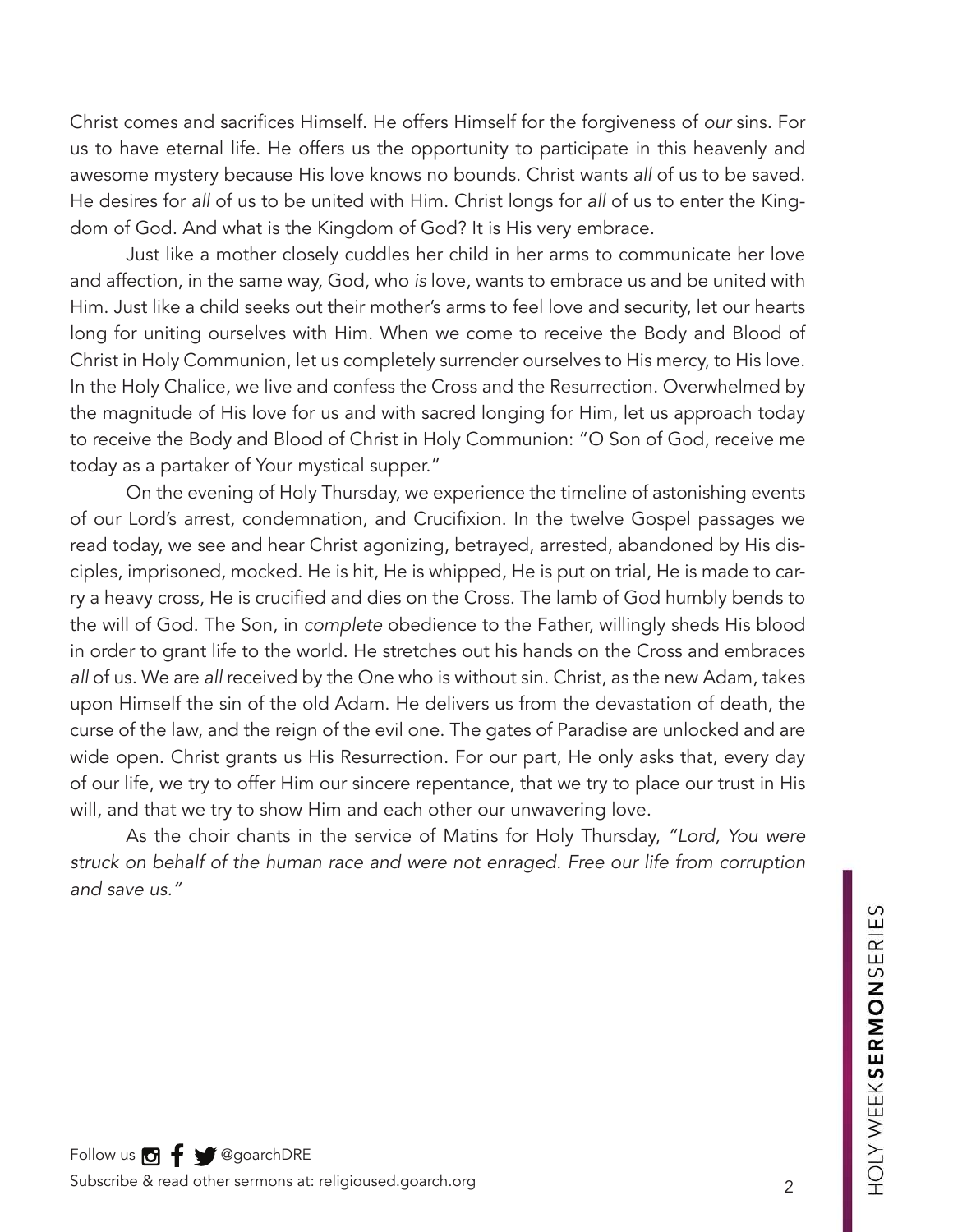Christ comes and sacrifices Himself. He offers Himself for the forgiveness of *our* sins. For us to have eternal life. He offers us the opportunity to participate in this heavenly and awesome mystery because His love knows no bounds. Christ wants *all* of us to be saved. He desires for *all* of us to be united with Him. Christ longs for *all* of us to enter the Kingdom of God. And what is the Kingdom of God? It is His very embrace.

Just like a mother closely cuddles her child in her arms to communicate her love and affection, in the same way, God, who *is* love, wants to embrace us and be united with Him. Just like a child seeks out their mother's arms to feel love and security, let our hearts long for uniting ourselves with Him. When we come to receive the Body and Blood of Christ in Holy Communion, let us completely surrender ourselves to His mercy, to His love. In the Holy Chalice, we live and confess the Cross and the Resurrection. Overwhelmed by the magnitude of His love for us and with sacred longing for Him, let us approach today to receive the Body and Blood of Christ in Holy Communion: "O Son of God, receive me today as a partaker of Your mystical supper."

On the evening of Holy Thursday, we experience the timeline of astonishing events of our Lord's arrest, condemnation, and Crucifixion. In the twelve Gospel passages we read today, we see and hear Christ agonizing, betrayed, arrested, abandoned by His disciples, imprisoned, mocked. He is hit, He is whipped, He is put on trial, He is made to carry a heavy cross, He is crucified and dies on the Cross. The lamb of God humbly bends to the will of God. The Son, in *complete* obedience to the Father, willingly sheds His blood in order to grant life to the world. He stretches out his hands on the Cross and embraces *all* of us. We are *all* received by the One who is without sin. Christ, as the new Adam, takes upon Himself the sin of the old Adam. He delivers us from the devastation of death, the curse of the law, and the reign of the evil one. The gates of Paradise are unlocked and are wide open. Christ grants us His Resurrection. For our part, He only asks that, every day of our life, we try to offer Him our sincere repentance, that we try to place our trust in His will, and that we try to show Him and each other our unwavering love.

As the choir chants in the service of Matins for Holy Thursday, "*Lord, You were struck on behalf of the human race and were not enraged. Free our life from corruption and save us.*"

Follow us @goarchDRE
Subscribe & read other sermons at: religioused.goarch.org